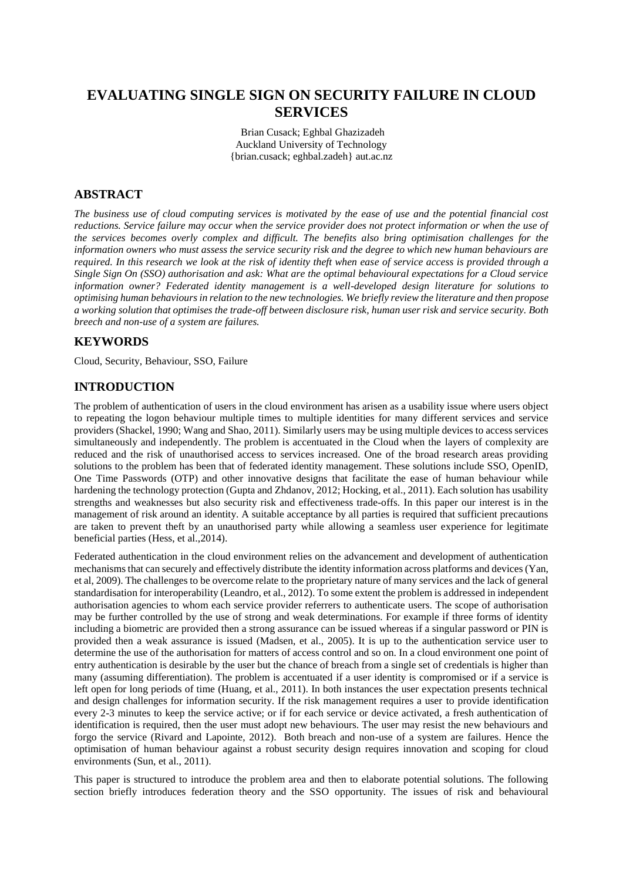# EVALUATING SINGLE SIGN ON SECURITY FAILURE IN CLOUD SERVICES

Brian Cusack; Eghbal Ghazizadeh
Auckland University of Technology
{brian.cusack; eghbal.zadeh} aut.ac.nz

## ABSTRACT

*The business use of cloud computing services is motivated by the ease of use and the potential financial cost reductions. Service failure may occur when the service provider does not protect information or when the use of the services becomes overly complex and difficult. The benefits also bring optimisation challenges for the information owners who must assess the service security risk and the degree to which new human behaviours are required. In this research we look at the risk of identity theft when ease of service access is provided through a Single Sign On (SSO) authorisation and ask: What are the optimal behavioural expectations for a Cloud service information owner? Federated identity management is a well-developed design literature for solutions to optimising human behaviours in relation to the new technologies. We briefly review the literature and then propose a working solution that optimises the trade-off between disclosure risk, human user risk and service security. Both breech and non-use of a system are failures.*

## KEYWORDS

Cloud, Security, Behaviour, SSO, Failure

## INTRODUCTION

The problem of authentication of users in the cloud environment has arisen as a usability issue where users object to repeating the logon behaviour multiple times to multiple identities for many different services and service providers (Shackel, 1990; Wang and Shao, 2011). Similarly users may be using multiple devices to access services simultaneously and independently. The problem is accentuated in the Cloud when the layers of complexity are reduced and the risk of unauthorised access to services increased. One of the broad research areas providing solutions to the problem has been that of federated identity management. These solutions include SSO, OpenID, One Time Passwords (OTP) and other innovative designs that facilitate the ease of human behaviour while hardening the technology protection (Gupta and Zhdanov, 2012; Hocking, et al., 2011). Each solution has usability strengths and weaknesses but also security risk and effectiveness trade-offs. In this paper our interest is in the management of risk around an identity. A suitable acceptance by all parties is required that sufficient precautions are taken to prevent theft by an unauthorised party while allowing a seamless user experience for legitimate beneficial parties (Hess, et al.,2014).

Federated authentication in the cloud environment relies on the advancement and development of authentication mechanisms that can securely and effectively distribute the identity information across platforms and devices (Yan, et al, 2009). The challenges to be overcome relate to the proprietary nature of many services and the lack of general standardisation for interoperability (Leandro, et al., 2012). To some extent the problem is addressed in independent authorisation agencies to whom each service provider referrers to authenticate users. The scope of authorisation may be further controlled by the use of strong and weak determinations. For example if three forms of identity including a biometric are provided then a strong assurance can be issued whereas if a singular password or PIN is provided then a weak assurance is issued (Madsen, et al., 2005). It is up to the authentication service user to determine the use of the authorisation for matters of access control and so on. In a cloud environment one point of entry authentication is desirable by the user but the chance of breach from a single set of credentials is higher than many (assuming differentiation). The problem is accentuated if a user identity is compromised or if a service is left open for long periods of time (Huang, et al., 2011). In both instances the user expectation presents technical and design challenges for information security. If the risk management requires a user to provide identification every 2-3 minutes to keep the service active; or if for each service or device activated, a fresh authentication of identification is required, then the user must adopt new behaviours. The user may resist the new behaviours and forgo the service (Rivard and Lapointe, 2012). Both breach and non-use of a system are failures. Hence the optimisation of human behaviour against a robust security design requires innovation and scoping for cloud environments (Sun, et al., 2011).

This paper is structured to introduce the problem area and then to elaborate potential solutions. The following section briefly introduces federation theory and the SSO opportunity. The issues of risk and behavioural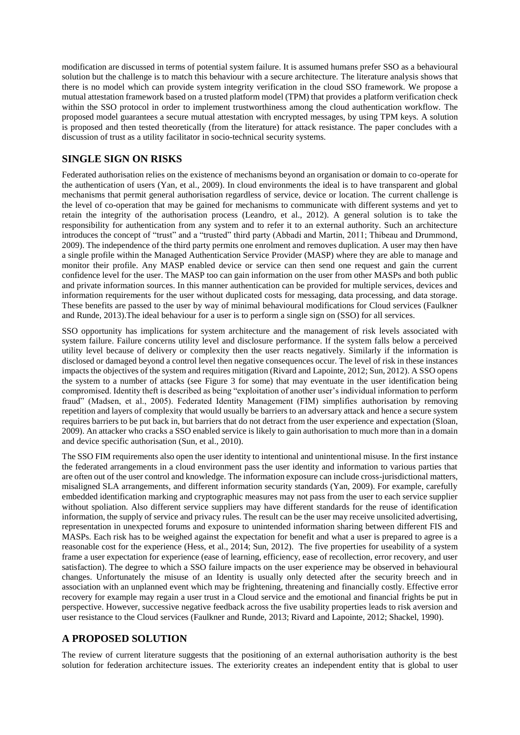modification are discussed in terms of potential system failure. It is assumed humans prefer SSO as a behavioural solution but the challenge is to match this behaviour with a secure architecture. The literature analysis shows that there is no model which can provide system integrity verification in the cloud SSO framework. We propose a mutual attestation framework based on a trusted platform model (TPM) that provides a platform verification check within the SSO protocol in order to implement trustworthiness among the cloud authentication workflow. The proposed model guarantees a secure mutual attestation with encrypted messages, by using TPM keys. A solution is proposed and then tested theoretically (from the literature) for attack resistance. The paper concludes with a discussion of trust as a utility facilitator in socio-technical security systems.

## SINGLE SIGN ON RISKS

Federated authorisation relies on the existence of mechanisms beyond an organisation or domain to co-operate for the authentication of users (Yan, et al., 2009). In cloud environments the ideal is to have transparent and global mechanisms that permit general authorisation regardless of service, device or location. The current challenge is the level of co-operation that may be gained for mechanisms to communicate with different systems and yet to retain the integrity of the authorisation process (Leandro, et al., 2012). A general solution is to take the responsibility for authentication from any system and to refer it to an external authority. Such an architecture introduces the concept of "trust" and a "trusted" third party (Abbadi and Martin, 2011; Thibeau and Drummond, 2009). The independence of the third party permits one enrolment and removes duplication. A user may then have a single profile within the Managed Authentication Service Provider (MASP) where they are able to manage and monitor their profile. Any MASP enabled device or service can then send one request and gain the current confidence level for the user. The MASP too can gain information on the user from other MASPs and both public and private information sources. In this manner authentication can be provided for multiple services, devices and information requirements for the user without duplicated costs for messaging, data processing, and data storage. These benefits are passed to the user by way of minimal behavioural modifications for Cloud services (Faulkner and Runde, 2013).The ideal behaviour for a user is to perform a single sign on (SSO) for all services.

SSO opportunity has implications for system architecture and the management of risk levels associated with system failure. Failure concerns utility level and disclosure performance. If the system falls below a perceived utility level because of delivery or complexity then the user reacts negatively. Similarly if the information is disclosed or damaged beyond a control level then negative consequences occur. The level of risk in these instances impacts the objectives of the system and requires mitigation (Rivard and Lapointe, 2012; Sun, 2012). A SSO opens the system to a number of attacks (see Figure 3 for some) that may eventuate in the user identification being compromised. Identity theft is described as being "exploitation of another user's individual information to perform fraud" (Madsen, et al., 2005). Federated Identity Management (FIM) simplifies authorisation by removing repetition and layers of complexity that would usually be barriers to an adversary attack and hence a secure system requires barriers to be put back in, but barriers that do not detract from the user experience and expectation (Sloan, 2009). An attacker who cracks a SSO enabled service is likely to gain authorisation to much more than in a domain and device specific authorisation (Sun, et al., 2010).

The SSO FIM requirements also open the user identity to intentional and unintentional misuse. In the first instance the federated arrangements in a cloud environment pass the user identity and information to various parties that are often out of the user control and knowledge. The information exposure can include cross-jurisdictional matters, misaligned SLA arrangements, and different information security standards (Yan, 2009). For example, carefully embedded identification marking and cryptographic measures may not pass from the user to each service supplier without spoliation. Also different service suppliers may have different standards for the reuse of identification information, the supply of service and privacy rules. The result can be the user may receive unsolicited advertising, representation in unexpected forums and exposure to unintended information sharing between different FIS and MASPs. Each risk has to be weighed against the expectation for benefit and what a user is prepared to agree is a reasonable cost for the experience (Hess, et al., 2014; Sun, 2012). The five properties for useability of a system frame a user expectation for experience (ease of learning, efficiency, ease of recollection, error recovery, and user satisfaction). The degree to which a SSO failure impacts on the user experience may be observed in behavioural changes. Unfortunately the misuse of an Identity is usually only detected after the security breech and in association with an unplanned event which may be frightening, threatening and financially costly. Effective error recovery for example may regain a user trust in a Cloud service and the emotional and financial frights be put in perspective. However, successive negative feedback across the five usability properties leads to risk aversion and user resistance to the Cloud services (Faulkner and Runde, 2013; Rivard and Lapointe, 2012; Shackel, 1990).

## A PROPOSED SOLUTION

The review of current literature suggests that the positioning of an external authorisation authority is the best solution for federation architecture issues. The exteriority creates an independent entity that is global to user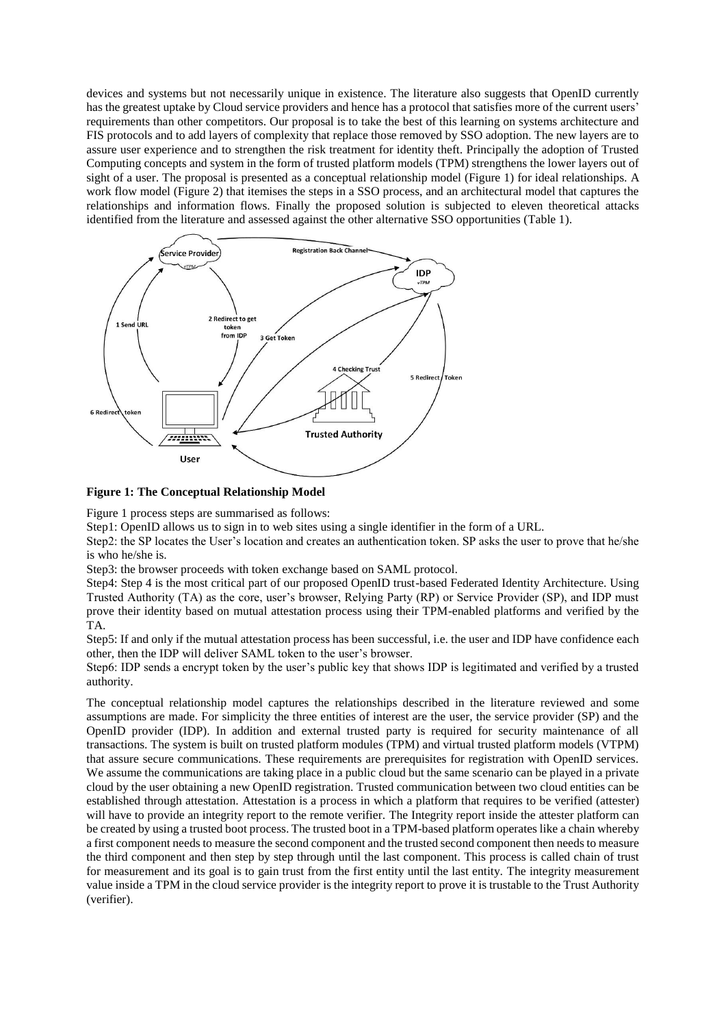devices and systems but not necessarily unique in existence. The literature also suggests that OpenID currently has the greatest uptake by Cloud service providers and hence has a protocol that satisfies more of the current users' requirements than other competitors. Our proposal is to take the best of this learning on systems architecture and FIS protocols and to add layers of complexity that replace those removed by SSO adoption. The new layers are to assure user experience and to strengthen the risk treatment for identity theft. Principally the adoption of Trusted Computing concepts and system in the form of trusted platform models (TPM) strengthens the lower layers out of sight of a user. The proposal is presented as a conceptual relationship model (Figure 1) for ideal relationships. A work flow model (Figure 2) that itemises the steps in a SSO process, and an architectural model that captures the relationships and information flows. Finally the proposed solution is subjected to eleven theoretical attacks identified from the literature and assessed against the other alternative SSO opportunities (Table 1).

**Figure 1: The Conceptual Relationship Model**

Figure 1 process steps are summarised as follows:

Step1: OpenID allows us to sign in to web sites using a single identifier in the form of a URL.

Step2: the SP locates the User's location and creates an authentication token. SP asks the user to prove that he/she is who he/she is.

Step3: the browser proceeds with token exchange based on SAML protocol.

Step4: Step 4 is the most critical part of our proposed OpenID trust-based Federated Identity Architecture. Using Trusted Authority (TA) as the core, user's browser, Relying Party (RP) or Service Provider (SP), and IDP must prove their identity based on mutual attestation process using their TPM-enabled platforms and verified by the TA.

Step5: If and only if the mutual attestation process has been successful, i.e. the user and IDP have confidence each other, then the IDP will deliver SAML token to the user's browser.

Step6: IDP sends a encrypt token by the user's public key that shows IDP is legitimated and verified by a trusted authority.

The conceptual relationship model captures the relationships described in the literature reviewed and some assumptions are made. For simplicity the three entities of interest are the user, the service provider (SP) and the OpenID provider (IDP). In addition and external trusted party is required for security maintenance of all transactions. The system is built on trusted platform modules (TPM) and virtual trusted platform models (VTPM) that assure secure communications. These requirements are prerequisites for registration with OpenID services. We assume the communications are taking place in a public cloud but the same scenario can be played in a private cloud by the user obtaining a new OpenID registration. Trusted communication between two cloud entities can be established through attestation. Attestation is a process in which a platform that requires to be verified (attester) will have to provide an integrity report to the remote verifier. The Integrity report inside the attester platform can be created by using a trusted boot process. The trusted boot in a TPM-based platform operates like a chain whereby a first component needs to measure the second component and the trusted second component then needs to measure the third component and then step by step through until the last component. This process is called chain of trust for measurement and its goal is to gain trust from the first entity until the last entity. The integrity measurement value inside a TPM in the cloud service provider is the integrity report to prove it is trustable to the Trust Authority (verifier).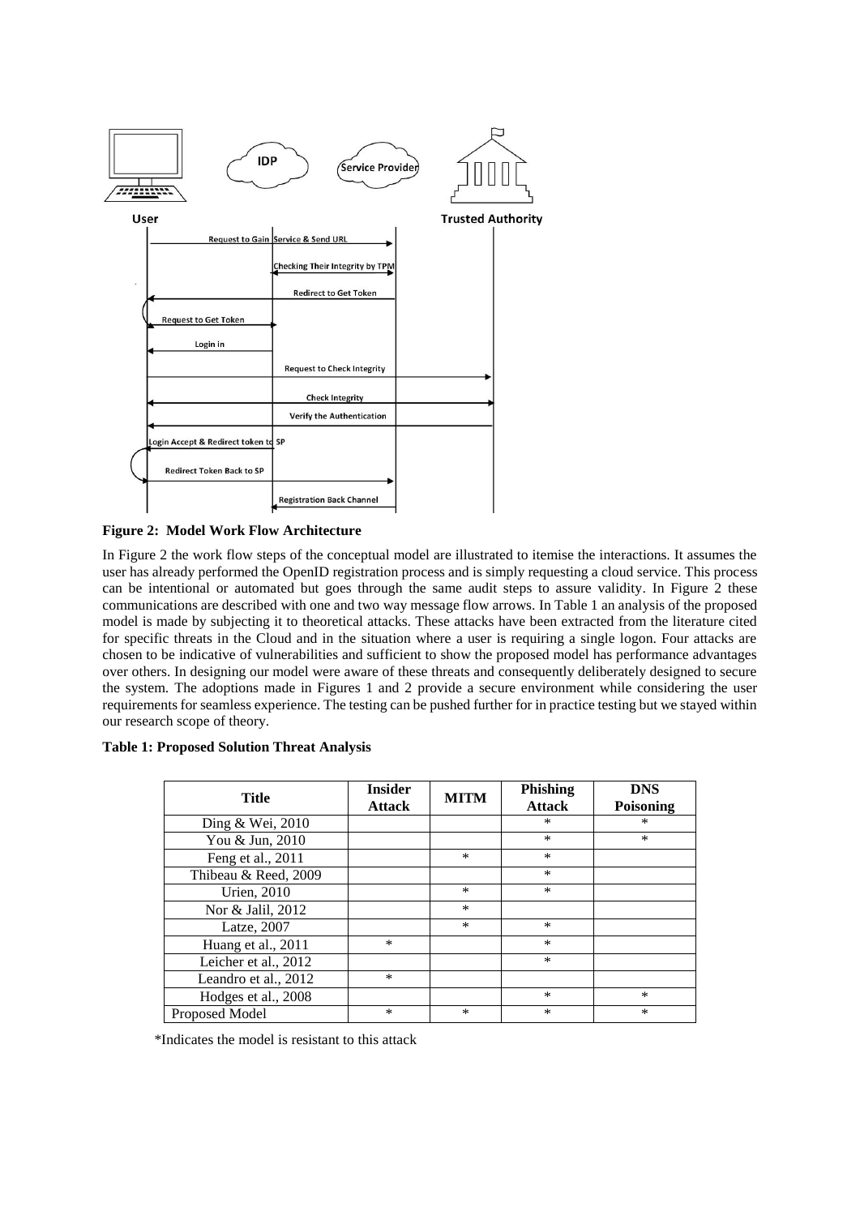**Figure 2: Model Work Flow Architecture**

In Figure 2 the work flow steps of the conceptual model are illustrated to itemise the interactions. It assumes the user has already performed the OpenID registration process and is simply requesting a cloud service. This process can be intentional or automated but goes through the same audit steps to assure validity. In Figure 2 these communications are described with one and two way message flow arrows. In Table 1 an analysis of the proposed model is made by subjecting it to theoretical attacks. These attacks have been extracted from the literature cited for specific threats in the Cloud and in the situation where a user is requiring a single logon. Four attacks are chosen to be indicative of vulnerabilities and sufficient to show the proposed model has performance advantages over others. In designing our model were aware of these threats and consequently deliberately designed to secure the system. The adoptions made in Figures 1 and 2 provide a secure environment while considering the user requirements for seamless experience. The testing can be pushed further for in practice testing but we stayed within our research scope of theory.

**Table 1: Proposed Solution Threat Analysis**

| Title | Insider Attack | MITM | Phishing Attack | DNS Poisoning |
|---|---|---|---|---|
| Ding & Wei, 2010 | | | * | * |
| You & Jun, 2010 | | | * | * |
| Feng et al., 2011 | | * | * | |
| Thibeau & Reed, 2009 | | | * | |
| Urien, 2010 | | * | * | |
| Nor & Jalil, 2012 | | * | | |
| Latze, 2007 | | * | * | |
| Huang et al., 2011 | * | | * | |
| Leicher et al., 2012 | | | * | |
| Leandro et al., 2012 | * | | | |
| Hodges et al., 2008 | | | * | * |
| Proposed Model | * | * | * | * |

*Indicates the model is resistant to this attack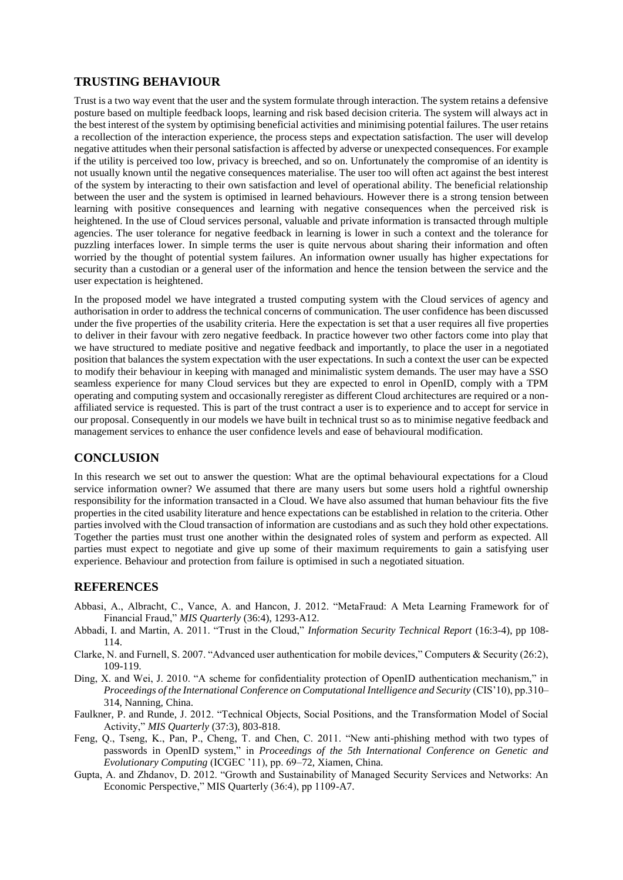## TRUSTING BEHAVIOUR

Trust is a two way event that the user and the system formulate through interaction. The system retains a defensive posture based on multiple feedback loops, learning and risk based decision criteria. The system will always act in the best interest of the system by optimising beneficial activities and minimising potential failures. The user retains a recollection of the interaction experience, the process steps and expectation satisfaction. The user will develop negative attitudes when their personal satisfaction is affected by adverse or unexpected consequences. For example if the utility is perceived too low, privacy is breeched, and so on. Unfortunately the compromise of an identity is not usually known until the negative consequences materialise. The user too will often act against the best interest of the system by interacting to their own satisfaction and level of operational ability. The beneficial relationship between the user and the system is optimised in learned behaviours. However there is a strong tension between learning with positive consequences and learning with negative consequences when the perceived risk is heightened. In the use of Cloud services personal, valuable and private information is transacted through multiple agencies. The user tolerance for negative feedback in learning is lower in such a context and the tolerance for puzzling interfaces lower. In simple terms the user is quite nervous about sharing their information and often worried by the thought of potential system failures. An information owner usually has higher expectations for security than a custodian or a general user of the information and hence the tension between the service and the user expectation is heightened.

In the proposed model we have integrated a trusted computing system with the Cloud services of agency and authorisation in order to address the technical concerns of communication. The user confidence has been discussed under the five properties of the usability criteria. Here the expectation is set that a user requires all five properties to deliver in their favour with zero negative feedback. In practice however two other factors come into play that we have structured to mediate positive and negative feedback and importantly, to place the user in a negotiated position that balances the system expectation with the user expectations. In such a context the user can be expected to modify their behaviour in keeping with managed and minimalistic system demands. The user may have a SSO seamless experience for many Cloud services but they are expected to enrol in OpenID, comply with a TPM operating and computing system and occasionally reregister as different Cloud architectures are required or a non-affiliated service is requested. This is part of the trust contract a user is to experience and to accept for service in our proposal. Consequently in our models we have built in technical trust so as to minimise negative feedback and management services to enhance the user confidence levels and ease of behavioural modification.

## CONCLUSION

In this research we set out to answer the question: What are the optimal behavioural expectations for a Cloud service information owner? We assumed that there are many users but some users hold a rightful ownership responsibility for the information transacted in a Cloud. We have also assumed that human behaviour fits the five properties in the cited usability literature and hence expectations can be established in relation to the criteria. Other parties involved with the Cloud transaction of information are custodians and as such they hold other expectations. Together the parties must trust one another within the designated roles of system and perform as expected. All parties must expect to negotiate and give up some of their maximum requirements to gain a satisfying user experience. Behaviour and protection from failure is optimised in such a negotiated situation.

## REFERENCES

Abbasi, A., Albracht, C., Vance, A. and Hancon, J. 2012. "MetaFraud: A Meta Learning Framework for of Financial Fraud," *MIS Quarterly* (36:4), 1293-A12.

Abbadi, I. and Martin, A. 2011. "Trust in the Cloud," *Information Security Technical Report* (16:3-4), pp 108-114.

Clarke, N. and Furnell, S. 2007. "Advanced user authentication for mobile devices," Computers & Security (26:2), 109-119.

Ding, X. and Wei, J. 2010. "A scheme for confidentiality protection of OpenID authentication mechanism," in *Proceedings of the International Conference on Computational Intelligence and Security* (CIS'10), pp.310–314, Nanning, China.

Faulkner, P. and Runde, J. 2012. "Technical Objects, Social Positions, and the Transformation Model of Social Activity," *MIS Quarterly* (37:3), 803-818.

Feng, Q., Tseng, K., Pan, P., Cheng, T. and Chen, C. 2011. "New anti-phishing method with two types of passwords in OpenID system," in *Proceedings of the 5th International Conference on Genetic and Evolutionary Computing* (ICGEC '11), pp. 69–72, Xiamen, China.

Gupta, A. and Zhdanov, D. 2012. "Growth and Sustainability of Managed Security Services and Networks: An Economic Perspective," MIS Quarterly (36:4), pp 1109-A7.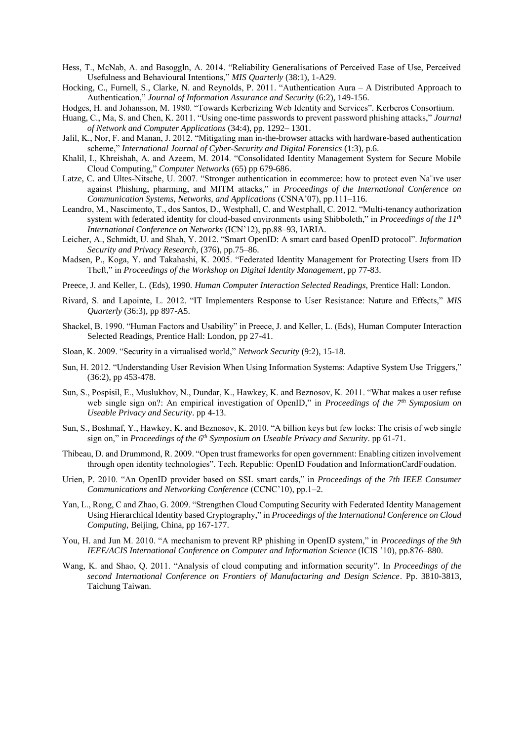Hess, T., McNab, A. and Basoggln, A. 2014. "Reliability Generalisations of Perceived Ease of Use, Perceived Usefulness and Behavioural Intentions," *MIS Quarterly* (38:1), 1-A29.

Hocking, C., Furnell, S., Clarke, N. and Reynolds, P. 2011. "Authentication Aura – A Distributed Approach to Authentication," *Journal of Information Assurance and Security* (6:2), 149-156.

Hodges, H. and Johansson, M. 1980. "Towards Kerberizing Web Identity and Services". Kerberos Consortium.

Huang, C., Ma, S. and Chen, K. 2011. "Using one-time passwords to prevent password phishing attacks," *Journal of Network and Computer Applications* (34:4), pp. 1292– 1301.

Jalil, K., Nor, F. and Manan, J. 2012. "Mitigating man in-the-browser attacks with hardware-based authentication scheme," *International Journal of Cyber-Security and Digital Forensics* (1:3), p.6.

Khalil, I., Khreishah, A. and Azeem, M. 2014. "Consolidated Identity Management System for Secure Mobile Cloud Computing," *Computer Networks* (65) pp 679-686.

Latze, C. and Ultes-Nitsche, U. 2007. "Stronger authentication in ecommerce: how to protect even Na¨ıve user against Phishing, pharming, and MITM attacks," in *Proceedings of the International Conference on Communication Systems, Networks, and Applications* (CSNA'07), pp.111–116.

Leandro, M., Nascimento, T., dos Santos, D., Westphall, C. and Westphall, C. 2012. "Multi-tenancy authorization system with federated identity for cloud-based environments using Shibboleth," in *Proceedings of the 11th International Conference on Networks* (ICN'12), pp.88–93, IARIA.

Leicher, A., Schmidt, U. and Shah, Y. 2012. "Smart OpenID: A smart card based OpenID protocol". *Information Security and Privacy Research*, (376), pp.75–86.

Madsen, P., Koga, Y. and Takahashi, K. 2005. "Federated Identity Management for Protecting Users from ID Theft," in *Proceedings of the Workshop on Digital Identity Management*, pp 77-83.

Preece, J. and Keller, L. (Eds), 1990. *Human Computer Interaction Selected Readings*, Prentice Hall: London.

Rivard, S. and Lapointe, L. 2012. "IT Implementers Response to User Resistance: Nature and Effects," *MIS Quarterly* (36:3), pp 897-A5.

Shackel, B. 1990. "Human Factors and Usability" in Preece, J. and Keller, L. (Eds), Human Computer Interaction Selected Readings, Prentice Hall: London, pp 27-41.

Sloan, K. 2009. "Security in a virtualised world," *Network Security* (9:2), 15-18.

Sun, H. 2012. "Understanding User Revision When Using Information Systems: Adaptive System Use Triggers," (36:2), pp 453-478.

Sun, S., Pospisil, E., Muslukhov, N., Dundar, K., Hawkey, K. and Beznosov, K. 2011. "What makes a user refuse web single sign on?: An empirical investigation of OpenID," in *Proceedings of the 7th Symposium on Useable Privacy and Security*. pp 4-13.

Sun, S., Boshmaf, Y., Hawkey, K. and Beznosov, K. 2010. "A billion keys but few locks: The crisis of web single sign on," in *Proceedings of the 6th Symposium on Useable Privacy and Security*. pp 61-71.

Thibeau, D. and Drummond, R. 2009. "Open trust frameworks for open government: Enabling citizen involvement through open identity technologies". Tech. Republic: OpenID Foudation and InformationCardFoudation.

Urien, P. 2010. "An OpenID provider based on SSL smart cards," in *Proceedings of the 7th IEEE Consumer Communications and Networking Conference* (CCNC'10), pp.1–2.

Yan, L., Rong, C and Zhao, G. 2009. "Strengthen Cloud Computing Security with Federated Identity Management Using Hierarchical Identity based Cryptography," in *Proceedings of the International Conference on Cloud Computing*, Beijing, China, pp 167-177.

You, H. and Jun M. 2010. "A mechanism to prevent RP phishing in OpenID system," in *Proceedings of the 9th IEEE/ACIS International Conference on Computer and Information Science* (ICIS '10), pp.876–880.

Wang, K. and Shao, Q. 2011. "Analysis of cloud computing and information security". In *Proceedings of the second International Conference on Frontiers of Manufacturing and Design Science*. Pp. 3810-3813, Taichung Taiwan.